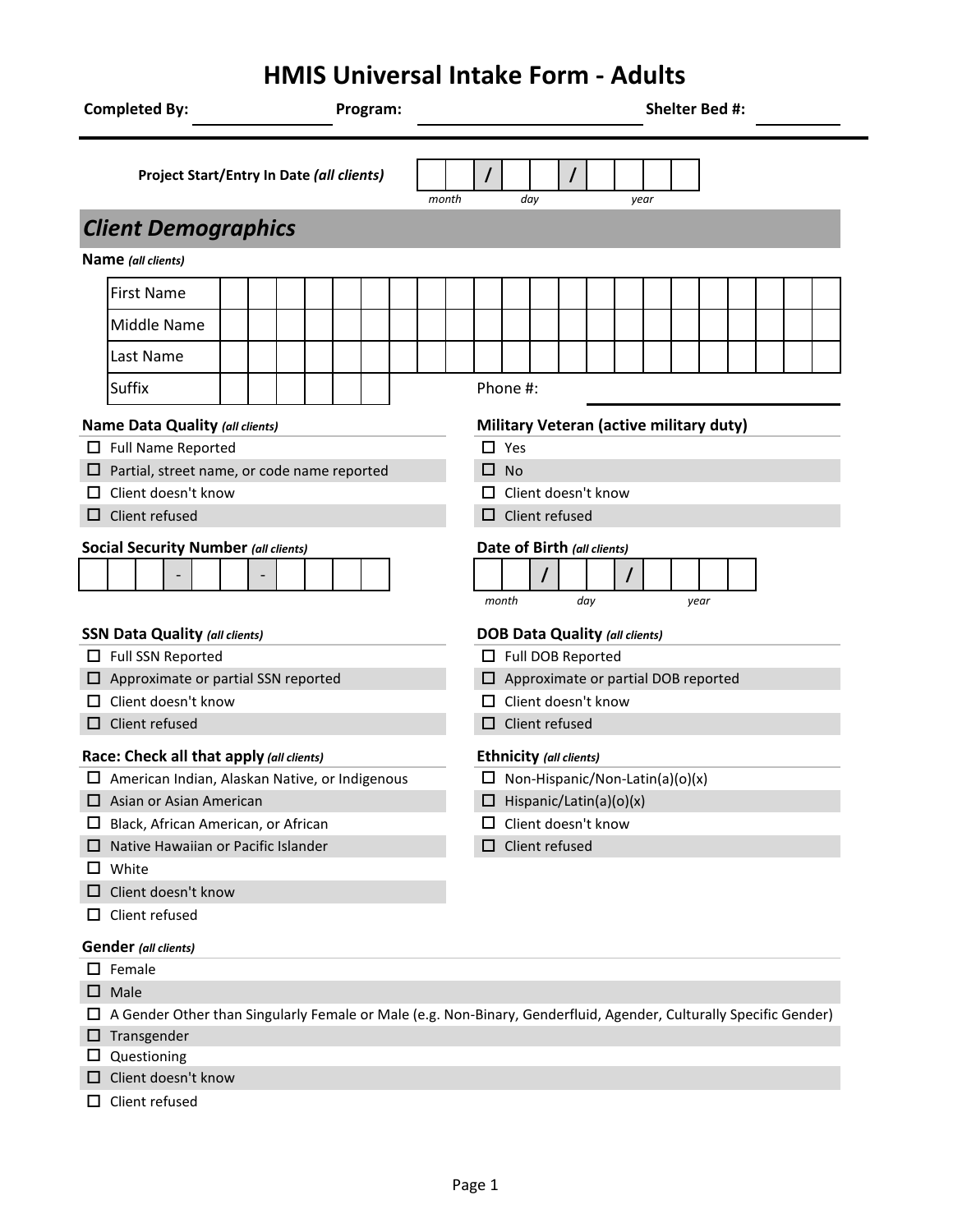# HMIS Universal Intake Form - Adults

**Completed By:** ______________ **Program:** ______________________ **Shelter Bed #:** ________

**Project Start/Entry In Date** ***(all clients)*** ___ ___ / ___ ___ / ___ ___ ___ ___
*month* *day* *year*

## *Client Demographics*

**Name** ***(all clients)***

| | |
|---|---|
| First Name | |
| Middle Name | |
| Last Name | |
| Suffix | |

Phone #: ______________________

**Name Data Quality** ***(all clients)***

- ☐ Full Name Reported
- ☐ Partial, street name, or code name reported
- ☐ Client doesn't know
- ☐ Client refused

**Military Veteran (active military duty)**

- ☐ Yes
- ☐ No
- ☐ Client doesn't know
- ☐ Client refused

**Social Security Number** ***(all clients)***

___ ___ ___ - ___ ___ - ___ ___ ___ ___

**Date of Birth** ***(all clients)***

___ ___ / ___ ___ / ___ ___ ___ ___
*month* *day* *year*

**SSN Data Quality** ***(all clients)***

- ☐ Full SSN Reported
- ☐ Approximate or partial SSN reported
- ☐ Client doesn't know
- ☐ Client refused

**DOB Data Quality** ***(all clients)***

- ☐ Full DOB Reported
- ☐ Approximate or partial DOB reported
- ☐ Client doesn't know
- ☐ Client refused

**Race: Check all that apply** ***(all clients)***

- ☐ American Indian, Alaskan Native, or Indigenous
- ☐ Asian or Asian American
- ☐ Black, African American, or African
- ☐ Native Hawaiian or Pacific Islander
- ☐ White
- ☐ Client doesn't know
- ☐ Client refused

**Ethnicity** ***(all clients)***

- ☐ Non-Hispanic/Non-Latin(a)(o)(x)
- ☐ Hispanic/Latin(a)(o)(x)
- ☐ Client doesn't know
- ☐ Client refused

**Gender** ***(all clients)***

- ☐ Female
- ☐ Male
- ☐ A Gender Other than Singularly Female or Male (e.g. Non-Binary, Genderfluid, Agender, Culturally Specific Gender)
- ☐ Transgender
- ☐ Questioning
- ☐ Client doesn't know
- ☐ Client refused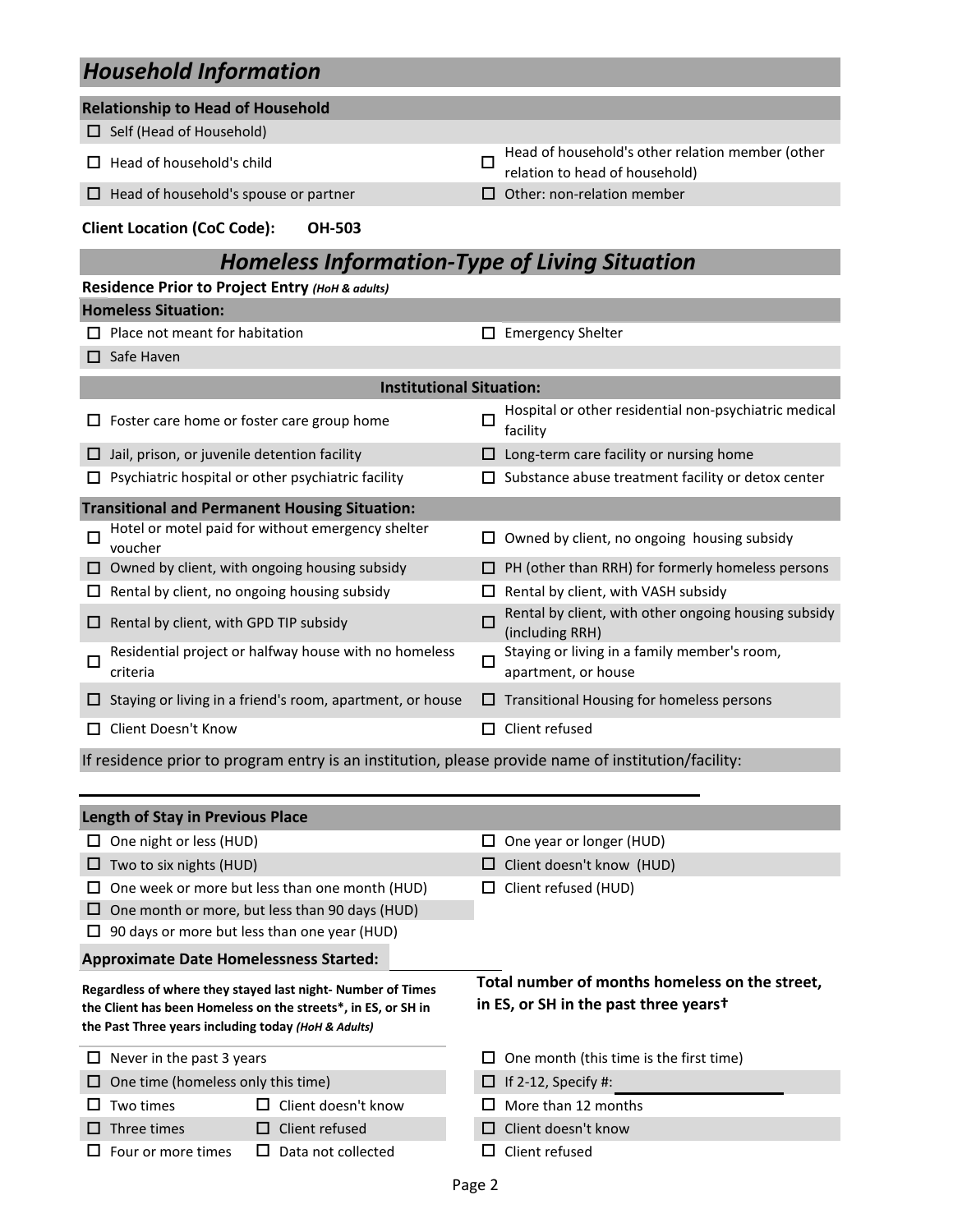## Household Information

**Relationship to Head of Household**

- ☐ Self (Head of Household)
- ☐ Head of household's child
- ☐ Head of household's other relation member (other relation to head of household)
- ☐ Head of household's spouse or partner
- ☐ Other: non-relation member

**Client Location (CoC Code):** **OH-503**

## Homeless Information-Type of Living Situation

**Residence Prior to Project Entry** ***(HoH & adults)***

**Homeless Situation:**

- ☐ Place not meant for habitation
- ☐ Emergency Shelter
- ☐ Safe Haven

**Institutional Situation:**

- ☐ Foster care home or foster care group home
- ☐ Hospital or other residential non-psychiatric medical facility
- ☐ Jail, prison, or juvenile detention facility
- ☐ Long-term care facility or nursing home
- ☐ Psychiatric hospital or other psychiatric facility
- ☐ Substance abuse treatment facility or detox center

**Transitional and Permanent Housing Situation:**

- ☐ Hotel or motel paid for without emergency shelter voucher
- ☐ Owned by client, no ongoing housing subsidy
- ☐ Owned by client, with ongoing housing subsidy
- ☐ PH (other than RRH) for formerly homeless persons
- ☐ Rental by client, no ongoing housing subsidy
- ☐ Rental by client, with VASH subsidy
- ☐ Rental by client, with GPD TIP subsidy
- ☐ Rental by client, with other ongoing housing subsidy (including RRH)
- ☐ Residential project or halfway house with no homeless criteria
- ☐ Staying or living in a family member's room, apartment, or house
- ☐ Staying or living in a friend's room, apartment, or house
- ☐ Transitional Housing for homeless persons
- ☐ Client Doesn't Know
- ☐ Client refused

If residence prior to program entry is an institution, please provide name of institution/facility:

\_\_\_\_\_\_\_\_\_\_\_\_\_\_\_\_\_\_\_\_\_\_\_\_\_\_\_\_\_\_\_\_\_\_\_\_\_\_\_\_\_\_\_\_\_\_\_\_

**Length of Stay in Previous Place**

- ☐ One night or less (HUD)
- ☐ Two to six nights (HUD)
- ☐ One week or more but less than one month (HUD)
- ☐ One month or more, but less than 90 days (HUD)
- ☐ 90 days or more but less than one year (HUD)
- ☐ One year or longer (HUD)
- ☐ Client doesn't know (HUD)
- ☐ Client refused (HUD)

**Approximate Date Homelessness Started:** \_\_\_\_\_\_\_\_\_\_\_\_\_\_\_\_

**Regardless of where they stayed last night- Number of Times the Client has been Homeless on the streets\*, in ES, or SH in the Past Three years including today** ***(HoH & Adults)***

- ☐ Never in the past 3 years
- ☐ One time (homeless only this time)
- ☐ Two times
- ☐ Three times
- ☐ Four or more times
- ☐ Client doesn't know
- ☐ Client refused
- ☐ Data not collected

**Total number of months homeless on the street, in ES, or SH in the past three years†**

- ☐ One month (this time is the first time)
- ☐ If 2-12, Specify #: \_\_\_\_\_\_\_\_\_\_\_\_\_\_\_\_
- ☐ More than 12 months
- ☐ Client doesn't know
- ☐ Client refused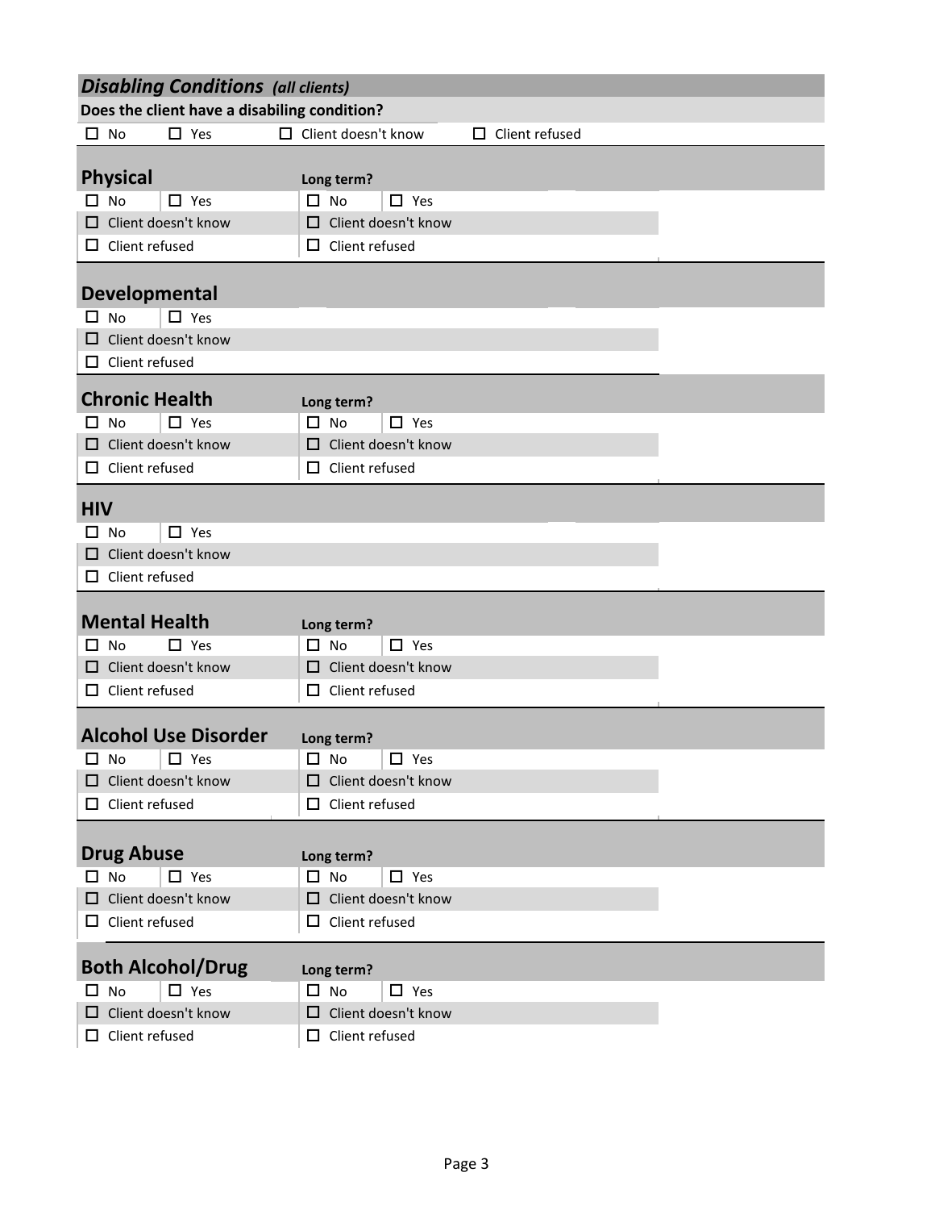## *Disabling Conditions* *(all clients)*

**Does the client have a disabling condition?**

☐ No ☐ Yes ☐ Client doesn't know ☐ Client refused

### Physical

| | | **Long term?** | |
|---|---|---|---|
| ☐ No | ☐ Yes | ☐ No | ☐ Yes |
| ☐ Client doesn't know | | ☐ Client doesn't know | |
| ☐ Client refused | | ☐ Client refused | |

### Developmental

| | |
|---|---|
| ☐ No | ☐ Yes |
| ☐ Client doesn't know | |
| ☐ Client refused | |

### Chronic Health

| | | **Long term?** | |
|---|---|---|---|
| ☐ No | ☐ Yes | ☐ No | ☐ Yes |
| ☐ Client doesn't know | | ☐ Client doesn't know | |
| ☐ Client refused | | ☐ Client refused | |

### HIV

| | |
|---|---|
| ☐ No | ☐ Yes |
| ☐ Client doesn't know | |
| ☐ Client refused | |

### Mental Health

| | | **Long term?** | |
|---|---|---|---|
| ☐ No | ☐ Yes | ☐ No | ☐ Yes |
| ☐ Client doesn't know | | ☐ Client doesn't know | |
| ☐ Client refused | | ☐ Client refused | |

### Alcohol Use Disorder

| | | **Long term?** | |
|---|---|---|---|
| ☐ No | ☐ Yes | ☐ No | ☐ Yes |
| ☐ Client doesn't know | | ☐ Client doesn't know | |
| ☐ Client refused | | ☐ Client refused | |

### Drug Abuse

| | | **Long term?** | |
|---|---|---|---|
| ☐ No | ☐ Yes | ☐ No | ☐ Yes |
| ☐ Client doesn't know | | ☐ Client doesn't know | |
| ☐ Client refused | | ☐ Client refused | |

### Both Alcohol/Drug

| | | **Long term?** | |
|---|---|---|---|
| ☐ No | ☐ Yes | ☐ No | ☐ Yes |
| ☐ Client doesn't know | | ☐ Client doesn't know | |
| ☐ Client refused | | ☐ Client refused | |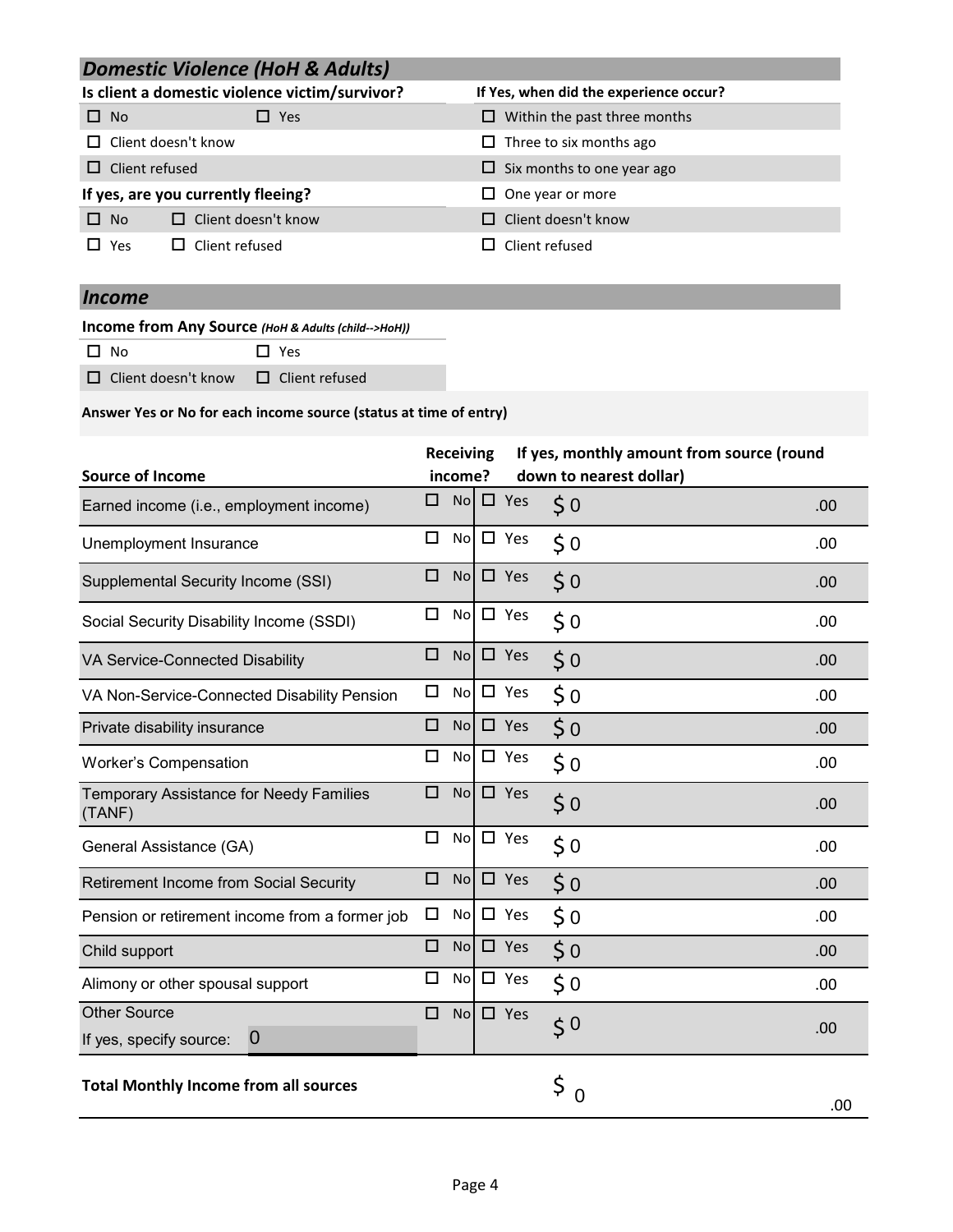## *Domestic Violence (HoH & Adults)*

| Is client a domestic violence victim/survivor? | | If Yes, when did the experience occur? |
|---|---|---|
| ☐ No | ☐ Yes | ☐ Within the past three months |
| ☐ Client doesn't know | | ☐ Three to six months ago |
| ☐ Client refused | | ☐ Six months to one year ago |
| **If yes, are you currently fleeing?** | | ☐ One year or more |
| ☐ No | ☐ Client doesn't know | ☐ Client doesn't know |
| ☐ Yes | ☐ Client refused | ☐ Client refused |

## *Income*

**Income from Any Source** ***(HoH & Adults (child-->HoH))***

| | |
|---|---|
| ☐ No | ☐ Yes |
| ☐ Client doesn't know | ☐ Client refused |

**Answer Yes or No for each income source (status at time of entry)**

| Source of Income | Receiving income? | | If yes, monthly amount from source (round down to nearest dollar) | |
|---|---|---|---|---|
| Earned income (i.e., employment income) | ☐ No | ☐ Yes | $ 0 | .00 |
| Unemployment Insurance | ☐ No | ☐ Yes | $ 0 | .00 |
| Supplemental Security Income (SSI) | ☐ No | ☐ Yes | $ 0 | .00 |
| Social Security Disability Income (SSDI) | ☐ No | ☐ Yes | $ 0 | .00 |
| VA Service-Connected Disability | ☐ No | ☐ Yes | $ 0 | .00 |
| VA Non-Service-Connected Disability Pension | ☐ No | ☐ Yes | $ 0 | .00 |
| Private disability insurance | ☐ No | ☐ Yes | $ 0 | .00 |
| Worker's Compensation | ☐ No | ☐ Yes | $ 0 | .00 |
| Temporary Assistance for Needy Families (TANF) | ☐ No | ☐ Yes | $ 0 | .00 |
| General Assistance (GA) | ☐ No | ☐ Yes | $ 0 | .00 |
| Retirement Income from Social Security | ☐ No | ☐ Yes | $ 0 | .00 |
| Pension or retirement income from a former job | ☐ No | ☐ Yes | $ 0 | .00 |
| Child support | ☐ No | ☐ Yes | $ 0 | .00 |
| Alimony or other spousal support | ☐ No | ☐ Yes | $ 0 | .00 |
| Other Source<br>If yes, specify source: 0 | ☐ No | ☐ Yes | $ 0 | .00 |

**Total Monthly Income from all sources** $ 0 .00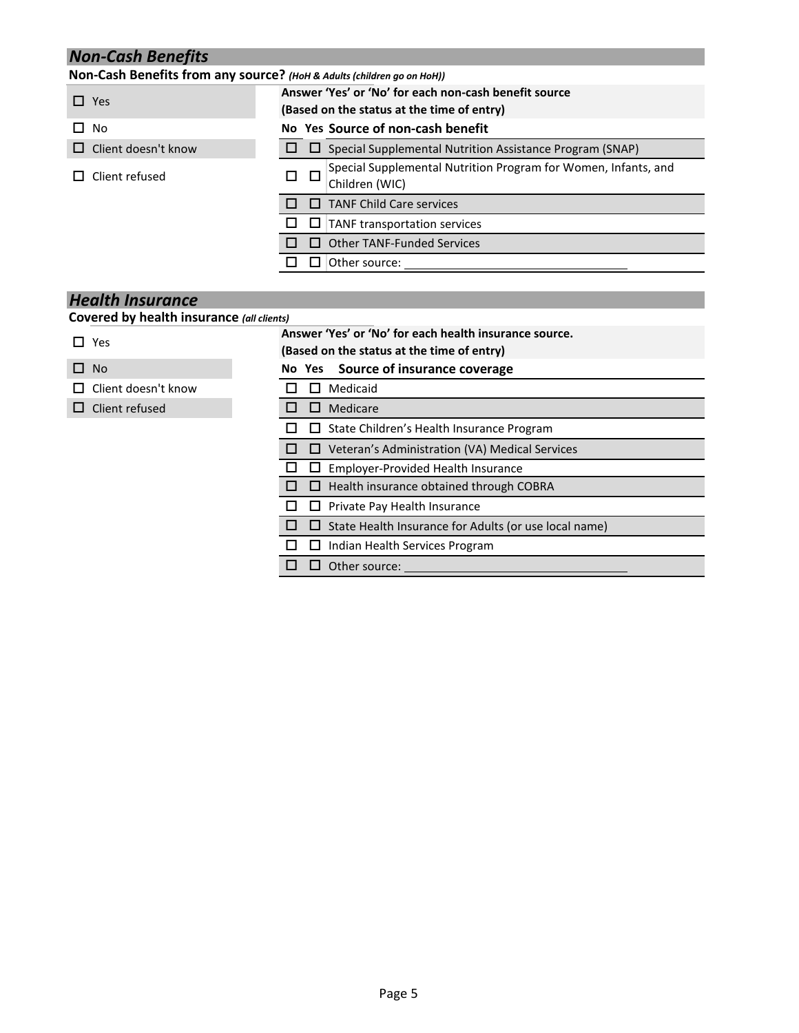## *Non-Cash Benefits*

**Non-Cash Benefits from any source?** ***(HoH & Adults (children go on HoH))***

- ☐ Yes
- ☐ No
- ☐ Client doesn't know
- ☐ Client refused

**Answer 'Yes' or 'No' for each non-cash benefit source**
**(Based on the status at the time of entry)**

| No | Yes | Source of non-cash benefit |
|---|---|---|
| ☐ | ☐ | Special Supplemental Nutrition Assistance Program (SNAP) |
| ☐ | ☐ | Special Supplemental Nutrition Program for Women, Infants, and Children (WIC) |
| ☐ | ☐ | TANF Child Care services |
| ☐ | ☐ | TANF transportation services |
| ☐ | ☐ | Other TANF-Funded Services |
| ☐ | ☐ | Other source: ______________________ |

## *Health Insurance*

**Covered by health insurance** ***(all clients)***

- ☐ Yes
- ☐ No
- ☐ Client doesn't know
- ☐ Client refused

**Answer 'Yes' or 'No' for each health insurance source.**
**(Based on the status at the time of entry)**

| No | Yes | Source of insurance coverage |
|---|---|---|
| ☐ | ☐ | Medicaid |
| ☐ | ☐ | Medicare |
| ☐ | ☐ | State Children's Health Insurance Program |
| ☐ | ☐ | Veteran's Administration (VA) Medical Services |
| ☐ | ☐ | Employer-Provided Health Insurance |
| ☐ | ☐ | Health insurance obtained through COBRA |
| ☐ | ☐ | Private Pay Health Insurance |
| ☐ | ☐ | State Health Insurance for Adults (or use local name) |
| ☐ | ☐ | Indian Health Services Program |
| ☐ | ☐ | Other source: ______________________ |